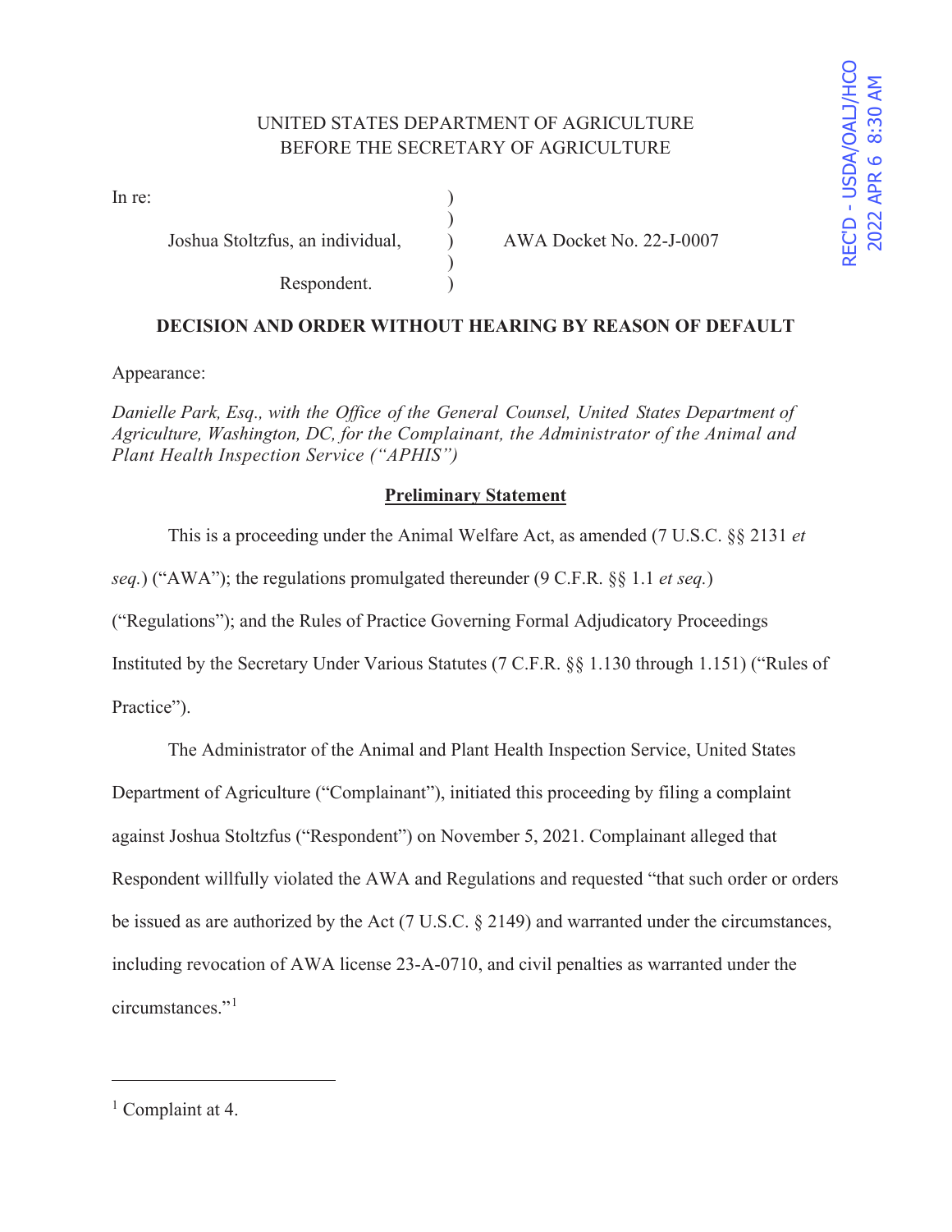UNITED STATES DEPARTMENT OF AGRICULTURE
BEFORE THE SECRETARY OF AGRICULTURE

REC'D - USDA/OALJ/HCO
2022 APR 6 8:30 AM

| In re: | | |
|---|---|---|
| Joshua Stoltzfus, an individual, | ) | AWA Docket No. 22-J-0007 |
| Respondent. | ) | |

**DECISION AND ORDER WITHOUT HEARING BY REASON OF DEFAULT**

Appearance:

*Danielle Park, Esq., with the Office of the General Counsel, United States Department of Agriculture, Washington, DC, for the Complainant, the Administrator of the Animal and Plant Health Inspection Service ("APHIS")*

## Preliminary Statement

This is a proceeding under the Animal Welfare Act, as amended (7 U.S.C. §§ 2131 *et seq.*) ("AWA"); the regulations promulgated thereunder (9 C.F.R. §§ 1.1 *et seq.*) ("Regulations"); and the Rules of Practice Governing Formal Adjudicatory Proceedings Instituted by the Secretary Under Various Statutes (7 C.F.R. §§ 1.130 through 1.151) ("Rules of Practice").

The Administrator of the Animal and Plant Health Inspection Service, United States Department of Agriculture ("Complainant"), initiated this proceeding by filing a complaint against Joshua Stoltzfus ("Respondent") on November 5, 2021. Complainant alleged that Respondent willfully violated the AWA and Regulations and requested "that such order or orders be issued as are authorized by the Act (7 U.S.C. § 2149) and warranted under the circumstances, including revocation of AWA license 23-A-0710, and civil penalties as warranted under the circumstances."[1]

[1] Complaint at 4.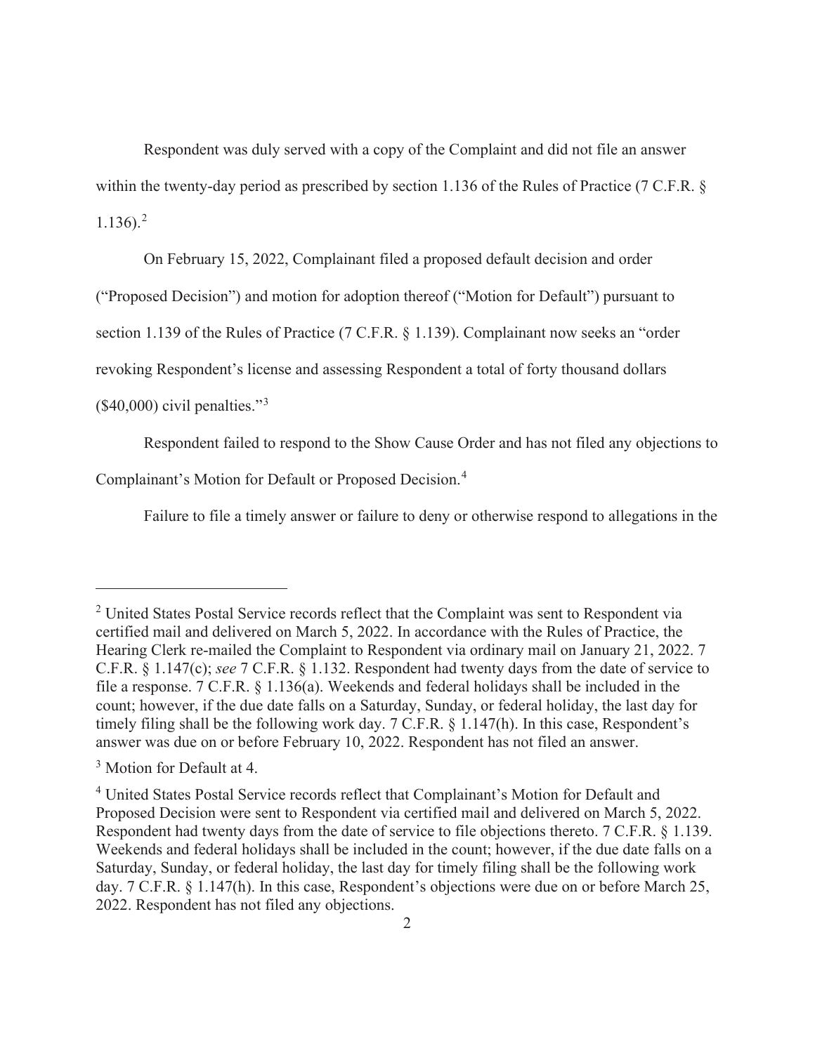Respondent was duly served with a copy of the Complaint and did not file an answer within the twenty-day period as prescribed by section 1.136 of the Rules of Practice (7 C.F.R. § 1.136).[2]

On February 15, 2022, Complainant filed a proposed default decision and order ("Proposed Decision") and motion for adoption thereof ("Motion for Default") pursuant to section 1.139 of the Rules of Practice (7 C.F.R. § 1.139). Complainant now seeks an "order revoking Respondent's license and assessing Respondent a total of forty thousand dollars ($40,000) civil penalties."[3]

Respondent failed to respond to the Show Cause Order and has not filed any objections to Complainant's Motion for Default or Proposed Decision.[4]

Failure to file a timely answer or failure to deny or otherwise respond to allegations in the

---

[2] United States Postal Service records reflect that the Complaint was sent to Respondent via certified mail and delivered on March 5, 2022. In accordance with the Rules of Practice, the Hearing Clerk re-mailed the Complaint to Respondent via ordinary mail on January 21, 2022. 7 C.F.R. § 1.147(c); *see* 7 C.F.R. § 1.132. Respondent had twenty days from the date of service to file a response. 7 C.F.R. § 1.136(a). Weekends and federal holidays shall be included in the count; however, if the due date falls on a Saturday, Sunday, or federal holiday, the last day for timely filing shall be the following work day. 7 C.F.R. § 1.147(h). In this case, Respondent's answer was due on or before February 10, 2022. Respondent has not filed an answer.

[3] Motion for Default at 4.

[4] United States Postal Service records reflect that Complainant's Motion for Default and Proposed Decision were sent to Respondent via certified mail and delivered on March 5, 2022. Respondent had twenty days from the date of service to file objections thereto. 7 C.F.R. § 1.139. Weekends and federal holidays shall be included in the count; however, if the due date falls on a Saturday, Sunday, or federal holiday, the last day for timely filing shall be the following work day. 7 C.F.R. § 1.147(h). In this case, Respondent's objections were due on or before March 25, 2022. Respondent has not filed any objections.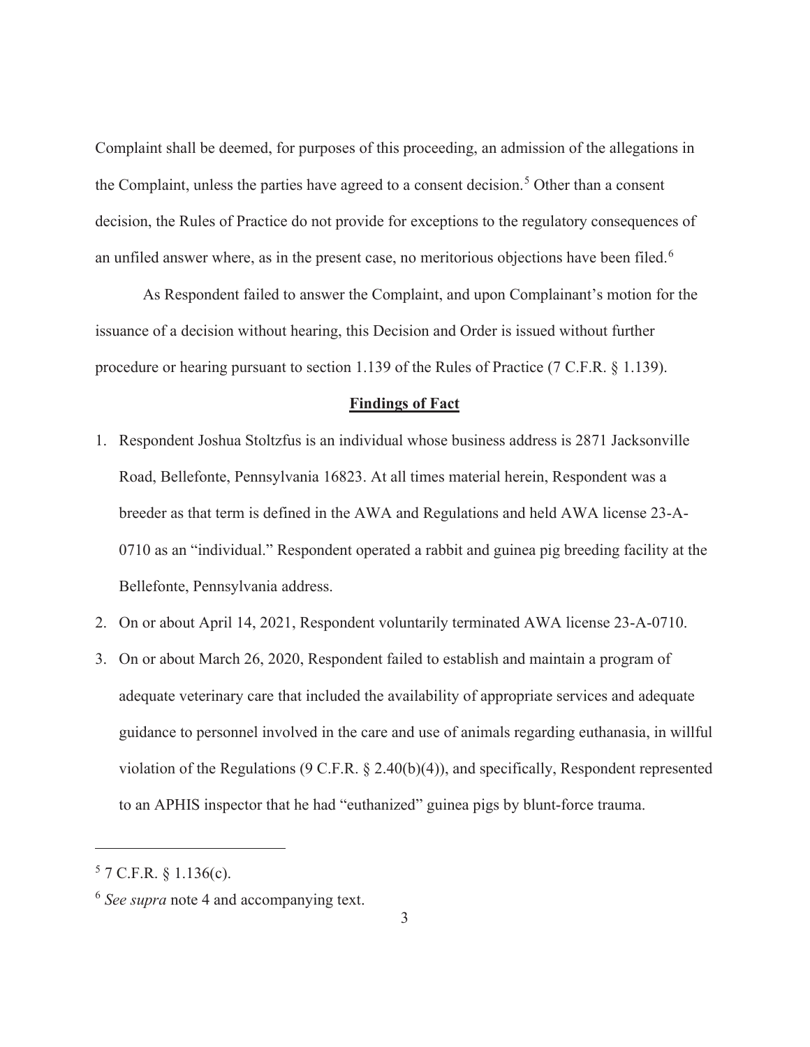Complaint shall be deemed, for purposes of this proceeding, an admission of the allegations in the Complaint, unless the parties have agreed to a consent decision.[5] Other than a consent decision, the Rules of Practice do not provide for exceptions to the regulatory consequences of an unfiled answer where, as in the present case, no meritorious objections have been filed.[6]

As Respondent failed to answer the Complaint, and upon Complainant's motion for the issuance of a decision without hearing, this Decision and Order is issued without further procedure or hearing pursuant to section 1.139 of the Rules of Practice (7 C.F.R. § 1.139).

## Findings of Fact

1. Respondent Joshua Stoltzfus is an individual whose business address is 2871 Jacksonville Road, Bellefonte, Pennsylvania 16823. At all times material herein, Respondent was a breeder as that term is defined in the AWA and Regulations and held AWA license 23-A-0710 as an "individual." Respondent operated a rabbit and guinea pig breeding facility at the Bellefonte, Pennsylvania address.
2. On or about April 14, 2021, Respondent voluntarily terminated AWA license 23-A-0710.
3. On or about March 26, 2020, Respondent failed to establish and maintain a program of adequate veterinary care that included the availability of appropriate services and adequate guidance to personnel involved in the care and use of animals regarding euthanasia, in willful violation of the Regulations (9 C.F.R. § 2.40(b)(4)), and specifically, Respondent represented to an APHIS inspector that he had "euthanized" guinea pigs by blunt-force trauma.

---

[5] 7 C.F.R. § 1.136(c).

[6] *See supra* note 4 and accompanying text.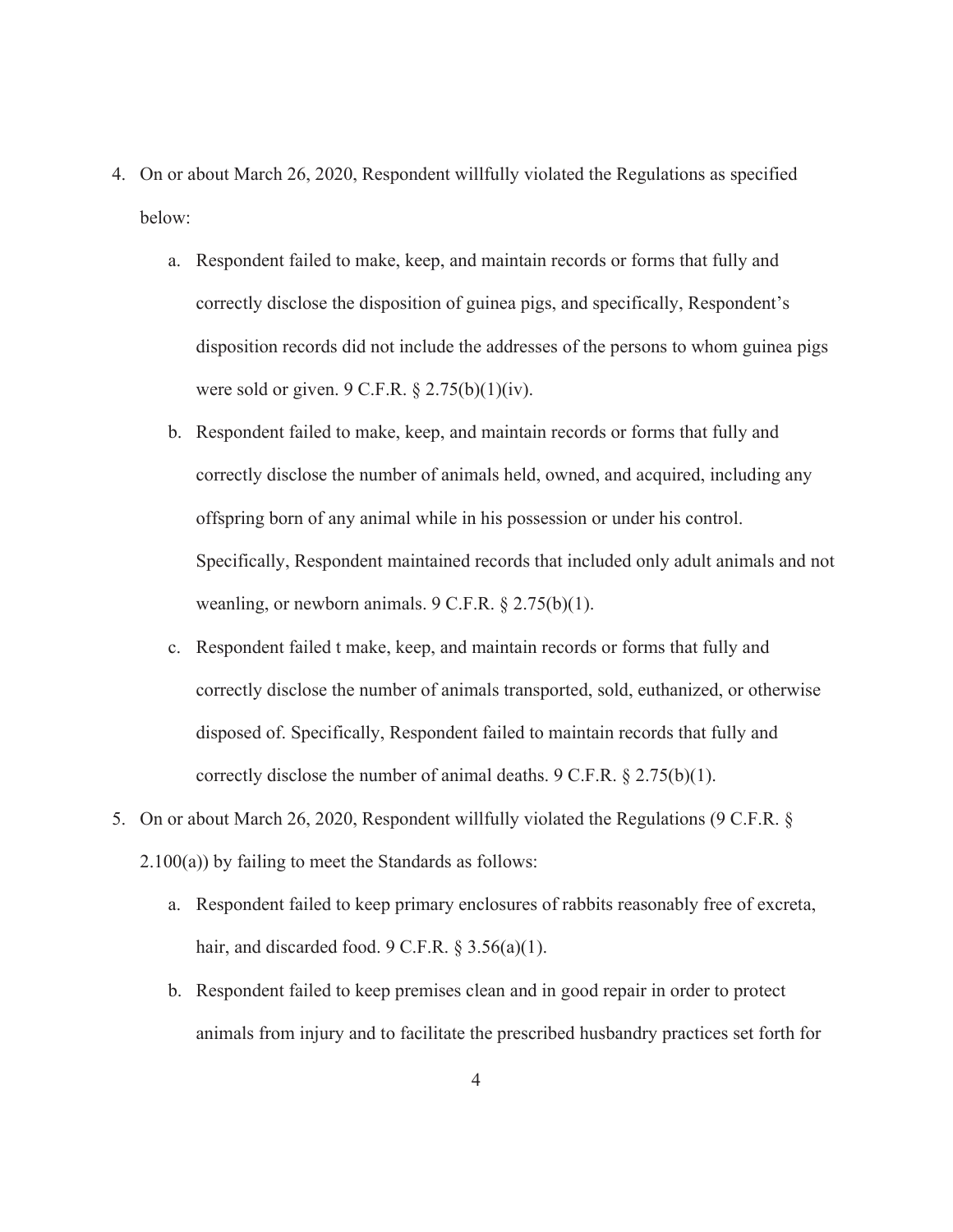4. On or about March 26, 2020, Respondent willfully violated the Regulations as specified below:

   a. Respondent failed to make, keep, and maintain records or forms that fully and correctly disclose the disposition of guinea pigs, and specifically, Respondent's disposition records did not include the addresses of the persons to whom guinea pigs were sold or given. 9 C.F.R. § 2.75(b)(1)(iv).

   b. Respondent failed to make, keep, and maintain records or forms that fully and correctly disclose the number of animals held, owned, and acquired, including any offspring born of any animal while in his possession or under his control. Specifically, Respondent maintained records that included only adult animals and not weanling, or newborn animals. 9 C.F.R. § 2.75(b)(1).

   c. Respondent failed t make, keep, and maintain records or forms that fully and correctly disclose the number of animals transported, sold, euthanized, or otherwise disposed of. Specifically, Respondent failed to maintain records that fully and correctly disclose the number of animal deaths. 9 C.F.R. § 2.75(b)(1).

5. On or about March 26, 2020, Respondent willfully violated the Regulations (9 C.F.R. § 2.100(a)) by failing to meet the Standards as follows:

   a. Respondent failed to keep primary enclosures of rabbits reasonably free of excreta, hair, and discarded food. 9 C.F.R. § 3.56(a)(1).

   b. Respondent failed to keep premises clean and in good repair in order to protect animals from injury and to facilitate the prescribed husbandry practices set forth for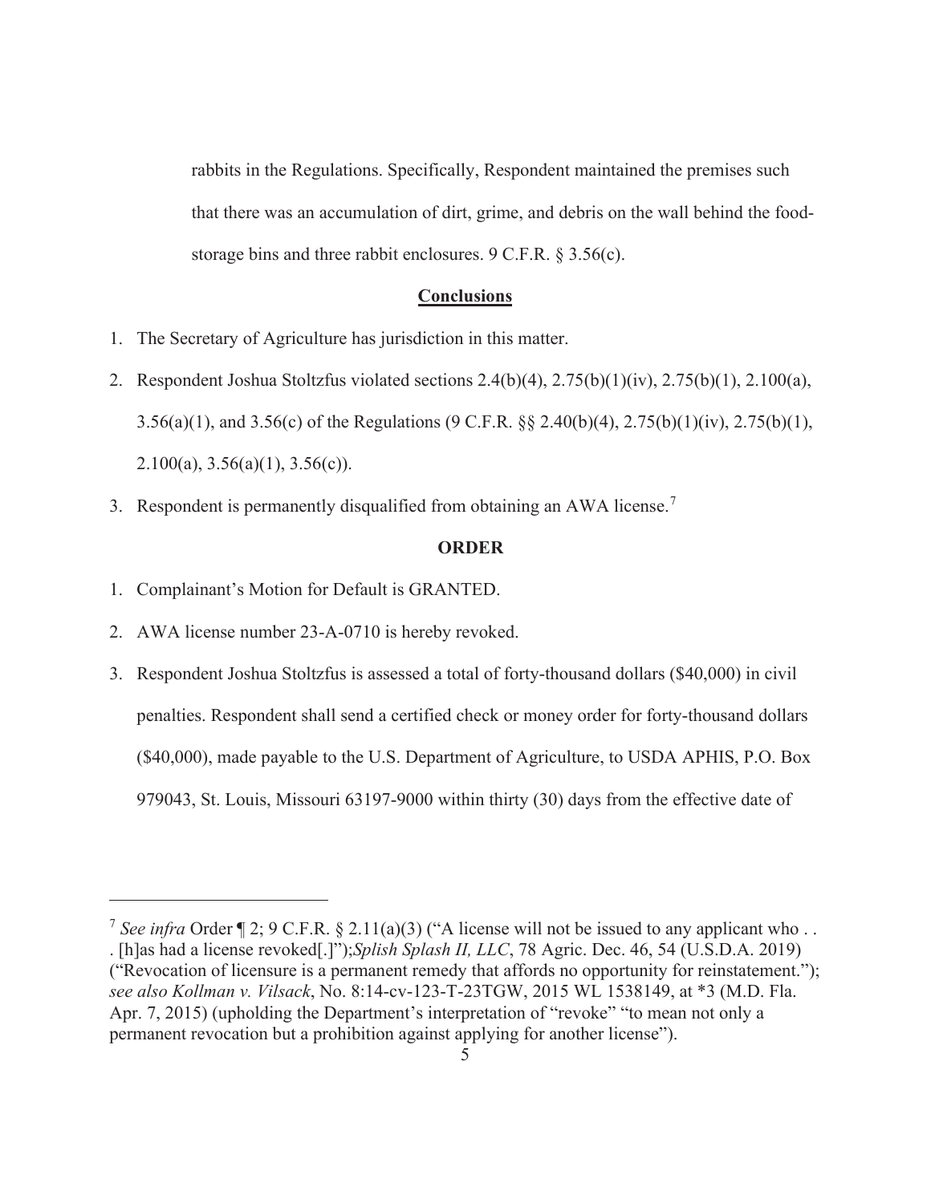rabbits in the Regulations. Specifically, Respondent maintained the premises such that there was an accumulation of dirt, grime, and debris on the wall behind the food-storage bins and three rabbit enclosures. 9 C.F.R. § 3.56(c).

## Conclusions

1. The Secretary of Agriculture has jurisdiction in this matter.
2. Respondent Joshua Stoltzfus violated sections 2.4(b)(4), 2.75(b)(1)(iv), 2.75(b)(1), 2.100(a), 3.56(a)(1), and 3.56(c) of the Regulations (9 C.F.R. §§ 2.40(b)(4), 2.75(b)(1)(iv), 2.75(b)(1), 2.100(a), 3.56(a)(1), 3.56(c)).
3. Respondent is permanently disqualified from obtaining an AWA license.[7]

## ORDER

1. Complainant's Motion for Default is GRANTED.
2. AWA license number 23-A-0710 is hereby revoked.
3. Respondent Joshua Stoltzfus is assessed a total of forty-thousand dollars ($40,000) in civil penalties. Respondent shall send a certified check or money order for forty-thousand dollars ($40,000), made payable to the U.S. Department of Agriculture, to USDA APHIS, P.O. Box 979043, St. Louis, Missouri 63197-9000 within thirty (30) days from the effective date of

---

[7] *See infra* Order ¶ 2; 9 C.F.R. § 2.11(a)(3) ("A license will not be issued to any applicant who . . . [h]as had a license revoked[.]");*Splish Splash II, LLC*, 78 Agric. Dec. 46, 54 (U.S.D.A. 2019) ("Revocation of licensure is a permanent remedy that affords no opportunity for reinstatement."); *see also Kollman v. Vilsack*, No. 8:14-cv-123-T-23TGW, 2015 WL 1538149, at *3 (M.D. Fla. Apr. 7, 2015) (upholding the Department's interpretation of "revoke" "to mean not only a permanent revocation but a prohibition against applying for another license").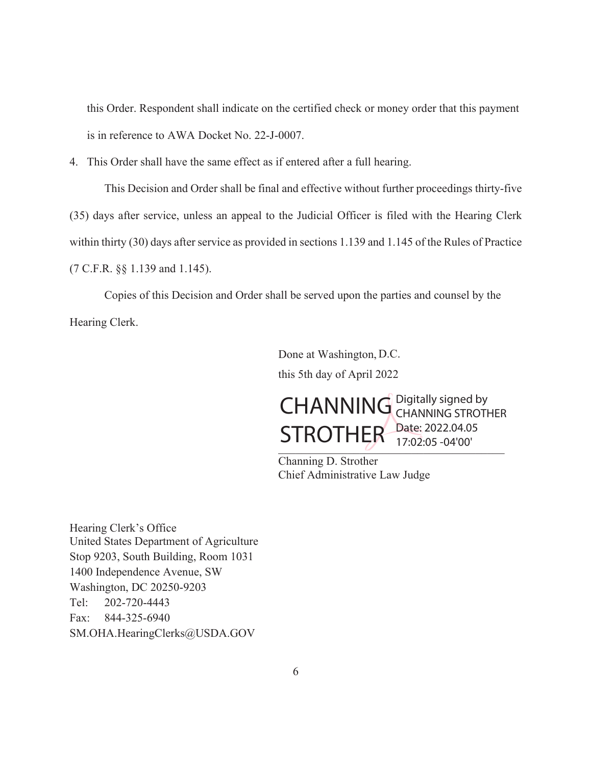this Order. Respondent shall indicate on the certified check or money order that this payment is in reference to AWA Docket No. 22-J-0007.

4. This Order shall have the same effect as if entered after a full hearing.

This Decision and Order shall be final and effective without further proceedings thirty-five (35) days after service, unless an appeal to the Judicial Officer is filed with the Hearing Clerk within thirty (30) days after service as provided in sections 1.139 and 1.145 of the Rules of Practice (7 C.F.R. §§ 1.139 and 1.145).

Copies of this Decision and Order shall be served upon the parties and counsel by the Hearing Clerk.

Done at Washington, D.C.
this 5th day of April 2022

CHANNING STROTHER Digitally signed by CHANNING STROTHER Date: 2022.04.05 17:02:05 -04'00'

Channing D. Strother
Chief Administrative Law Judge

Hearing Clerk's Office
United States Department of Agriculture
Stop 9203, South Building, Room 1031
1400 Independence Avenue, SW
Washington, DC 20250-9203
Tel: 202-720-4443
Fax: 844-325-6940
SM.OHA.HearingClerks@USDA.GOV